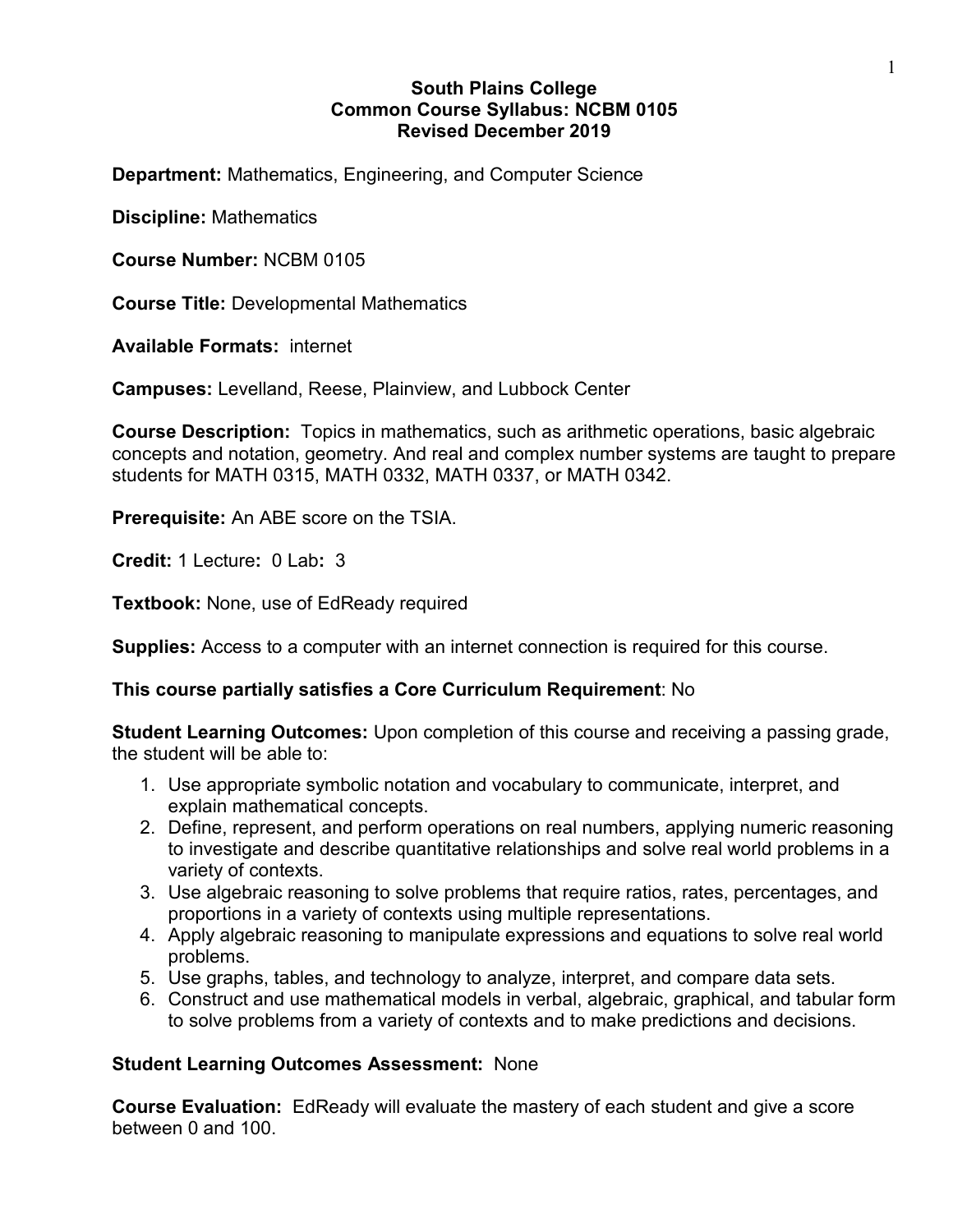**South Plains College**
**Common Course Syllabus: NCBM 0105**
**Revised December 2019**

**Department:** Mathematics, Engineering, and Computer Science

**Discipline:** Mathematics

**Course Number:** NCBM 0105

**Course Title:** Developmental Mathematics

**Available Formats:** internet

**Campuses:** Levelland, Reese, Plainview, and Lubbock Center

**Course Description:** Topics in mathematics, such as arithmetic operations, basic algebraic concepts and notation, geometry. And real and complex number systems are taught to prepare students for MATH 0315, MATH 0332, MATH 0337, or MATH 0342.

**Prerequisite:** An ABE score on the TSIA.

**Credit:** 1 Lecture**:** 0 Lab**:** 3

**Textbook:** None, use of EdReady required

**Supplies:** Access to a computer with an internet connection is required for this course.

**This course partially satisfies a Core Curriculum Requirement**: No

**Student Learning Outcomes:** Upon completion of this course and receiving a passing grade, the student will be able to:

1. Use appropriate symbolic notation and vocabulary to communicate, interpret, and explain mathematical concepts.
2. Define, represent, and perform operations on real numbers, applying numeric reasoning to investigate and describe quantitative relationships and solve real world problems in a variety of contexts.
3. Use algebraic reasoning to solve problems that require ratios, rates, percentages, and proportions in a variety of contexts using multiple representations.
4. Apply algebraic reasoning to manipulate expressions and equations to solve real world problems.
5. Use graphs, tables, and technology to analyze, interpret, and compare data sets.
6. Construct and use mathematical models in verbal, algebraic, graphical, and tabular form to solve problems from a variety of contexts and to make predictions and decisions.

**Student Learning Outcomes Assessment:** None

**Course Evaluation:** EdReady will evaluate the mastery of each student and give a score between 0 and 100.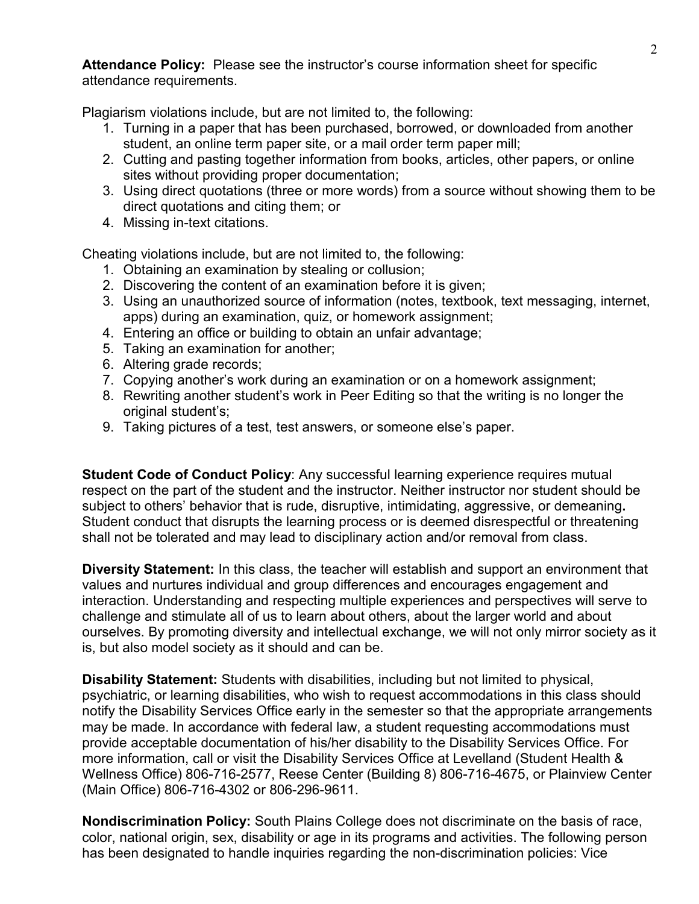**Attendance Policy:** Please see the instructor's course information sheet for specific attendance requirements.

Plagiarism violations include, but are not limited to, the following:

1. Turning in a paper that has been purchased, borrowed, or downloaded from another student, an online term paper site, or a mail order term paper mill;
2. Cutting and pasting together information from books, articles, other papers, or online sites without providing proper documentation;
3. Using direct quotations (three or more words) from a source without showing them to be direct quotations and citing them; or
4. Missing in-text citations.

Cheating violations include, but are not limited to, the following:

1. Obtaining an examination by stealing or collusion;
2. Discovering the content of an examination before it is given;
3. Using an unauthorized source of information (notes, textbook, text messaging, internet, apps) during an examination, quiz, or homework assignment;
4. Entering an office or building to obtain an unfair advantage;
5. Taking an examination for another;
6. Altering grade records;
7. Copying another's work during an examination or on a homework assignment;
8. Rewriting another student's work in Peer Editing so that the writing is no longer the original student's;
9. Taking pictures of a test, test answers, or someone else's paper.

**Student Code of Conduct Policy**: Any successful learning experience requires mutual respect on the part of the student and the instructor. Neither instructor nor student should be subject to others' behavior that is rude, disruptive, intimidating, aggressive, or demeaning**.** Student conduct that disrupts the learning process or is deemed disrespectful or threatening shall not be tolerated and may lead to disciplinary action and/or removal from class.

**Diversity Statement:** In this class, the teacher will establish and support an environment that values and nurtures individual and group differences and encourages engagement and interaction. Understanding and respecting multiple experiences and perspectives will serve to challenge and stimulate all of us to learn about others, about the larger world and about ourselves. By promoting diversity and intellectual exchange, we will not only mirror society as it is, but also model society as it should and can be.

**Disability Statement:** Students with disabilities, including but not limited to physical, psychiatric, or learning disabilities, who wish to request accommodations in this class should notify the Disability Services Office early in the semester so that the appropriate arrangements may be made. In accordance with federal law, a student requesting accommodations must provide acceptable documentation of his/her disability to the Disability Services Office. For more information, call or visit the Disability Services Office at Levelland (Student Health & Wellness Office) 806-716-2577, Reese Center (Building 8) 806-716-4675, or Plainview Center (Main Office) 806-716-4302 or 806-296-9611.

**Nondiscrimination Policy:** South Plains College does not discriminate on the basis of race, color, national origin, sex, disability or age in its programs and activities. The following person has been designated to handle inquiries regarding the non-discrimination policies: Vice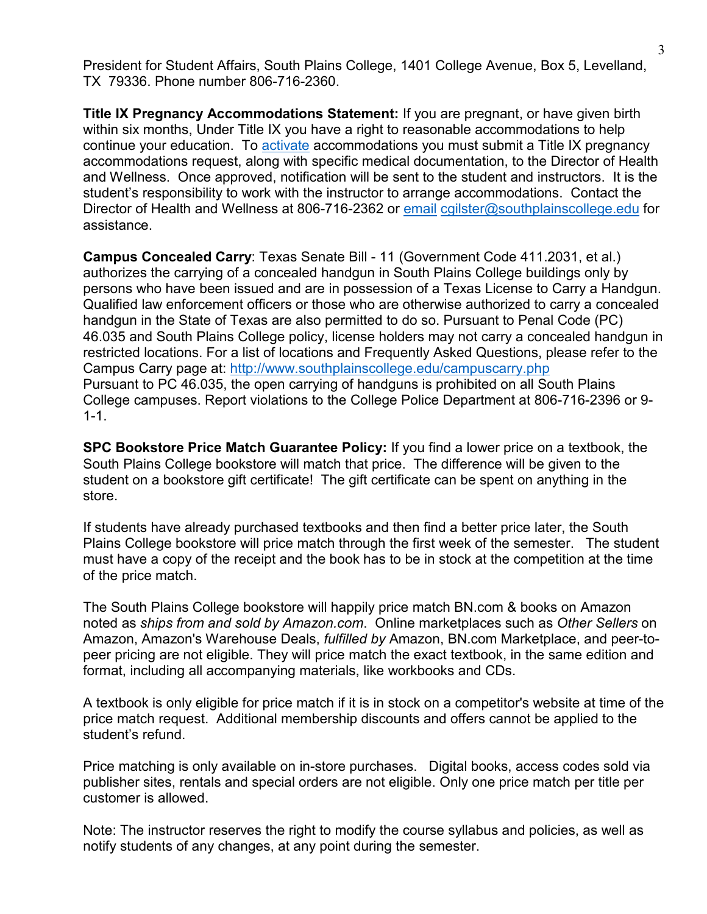President for Student Affairs, South Plains College, 1401 College Avenue, Box 5, Levelland, TX 79336. Phone number 806-716-2360.

**Title IX Pregnancy Accommodations Statement:** If you are pregnant, or have given birth within six months, Under Title IX you have a right to reasonable accommodations to help continue your education. To activate accommodations you must submit a Title IX pregnancy accommodations request, along with specific medical documentation, to the Director of Health and Wellness. Once approved, notification will be sent to the student and instructors. It is the student's responsibility to work with the instructor to arrange accommodations. Contact the Director of Health and Wellness at 806-716-2362 or email cgilster@southplainscollege.edu for assistance.

**Campus Concealed Carry**: Texas Senate Bill - 11 (Government Code 411.2031, et al.) authorizes the carrying of a concealed handgun in South Plains College buildings only by persons who have been issued and are in possession of a Texas License to Carry a Handgun. Qualified law enforcement officers or those who are otherwise authorized to carry a concealed handgun in the State of Texas are also permitted to do so. Pursuant to Penal Code (PC) 46.035 and South Plains College policy, license holders may not carry a concealed handgun in restricted locations. For a list of locations and Frequently Asked Questions, please refer to the Campus Carry page at: http://www.southplainscollege.edu/campuscarry.php
Pursuant to PC 46.035, the open carrying of handguns is prohibited on all South Plains College campuses. Report violations to the College Police Department at 806-716-2396 or 9-1-1.

**SPC Bookstore Price Match Guarantee Policy:** If you find a lower price on a textbook, the South Plains College bookstore will match that price. The difference will be given to the student on a bookstore gift certificate! The gift certificate can be spent on anything in the store.

If students have already purchased textbooks and then find a better price later, the South Plains College bookstore will price match through the first week of the semester. The student must have a copy of the receipt and the book has to be in stock at the competition at the time of the price match.

The South Plains College bookstore will happily price match BN.com & books on Amazon noted as *ships from and sold by Amazon.com*. Online marketplaces such as *Other Sellers* on Amazon, Amazon's Warehouse Deals, *fulfilled by* Amazon, BN.com Marketplace, and peer-to-peer pricing are not eligible. They will price match the exact textbook, in the same edition and format, including all accompanying materials, like workbooks and CDs.

A textbook is only eligible for price match if it is in stock on a competitor's website at time of the price match request. Additional membership discounts and offers cannot be applied to the student's refund.

Price matching is only available on in-store purchases. Digital books, access codes sold via publisher sites, rentals and special orders are not eligible. Only one price match per title per customer is allowed.

Note: The instructor reserves the right to modify the course syllabus and policies, as well as notify students of any changes, at any point during the semester.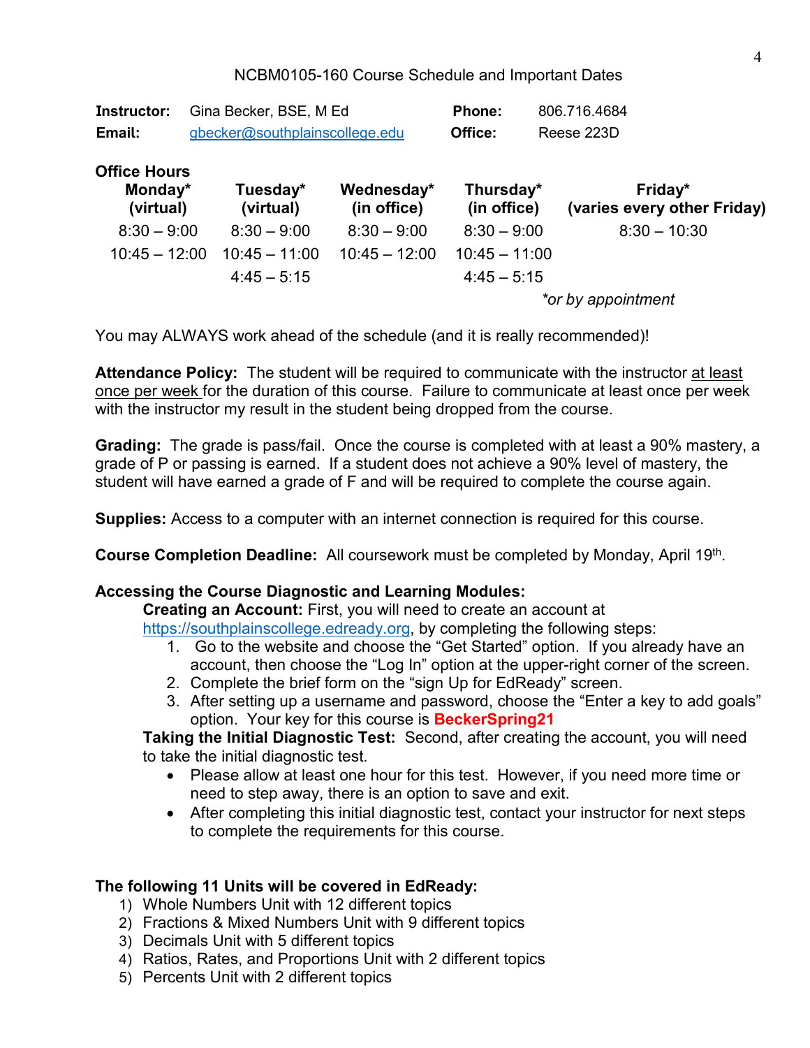NCBM0105-160 Course Schedule and Important Dates

| | | | |
|---|---|---|---|
| **Instructor:** | Gina Becker, BSE, M Ed | **Phone:** | 806.716.4684 |
| **Email:** | gbecker@southplainscollege.edu | **Office:** | Reese 223D |

**Office Hours**

| Monday* (virtual) | Tuesday* (virtual) | Wednesday* (in office) | Thursday* (in office) | Friday* (varies every other Friday) |
|---|---|---|---|---|
| 8:30 – 9:00 | 8:30 – 9:00 | 8:30 – 9:00 | 8:30 – 9:00 | 8:30 – 10:30 |
| 10:45 – 12:00 | 10:45 – 11:00 | 10:45 – 12:00 | 10:45 – 11:00 | |
| | 4:45 – 5:15 | | 4:45 – 5:15 | |

*\*or by appointment*

You may ALWAYS work ahead of the schedule (and it is really recommended)!

**Attendance Policy:** The student will be required to communicate with the instructor at least once per week for the duration of this course. Failure to communicate at least once per week with the instructor my result in the student being dropped from the course.

**Grading:** The grade is pass/fail. Once the course is completed with at least a 90% mastery, a grade of P or passing is earned. If a student does not achieve a 90% level of mastery, the student will have earned a grade of F and will be required to complete the course again.

**Supplies:** Access to a computer with an internet connection is required for this course.

**Course Completion Deadline:** All coursework must be completed by Monday, April 19th.

**Accessing the Course Diagnostic and Learning Modules:**

**Creating an Account:** First, you will need to create an account at https://southplainscollege.edready.org, by completing the following steps:

1. Go to the website and choose the "Get Started" option. If you already have an account, then choose the "Log In" option at the upper-right corner of the screen.
2. Complete the brief form on the "sign Up for EdReady" screen.
3. After setting up a username and password, choose the "Enter a key to add goals" option. Your key for this course is **BeckerSpring21**

**Taking the Initial Diagnostic Test:** Second, after creating the account, you will need to take the initial diagnostic test.

- Please allow at least one hour for this test. However, if you need more time or need to step away, there is an option to save and exit.
- After completing this initial diagnostic test, contact your instructor for next steps to complete the requirements for this course.

**The following 11 Units will be covered in EdReady:**

1) Whole Numbers Unit with 12 different topics
2) Fractions & Mixed Numbers Unit with 9 different topics
3) Decimals Unit with 5 different topics
4) Ratios, Rates, and Proportions Unit with 2 different topics
5) Percents Unit with 2 different topics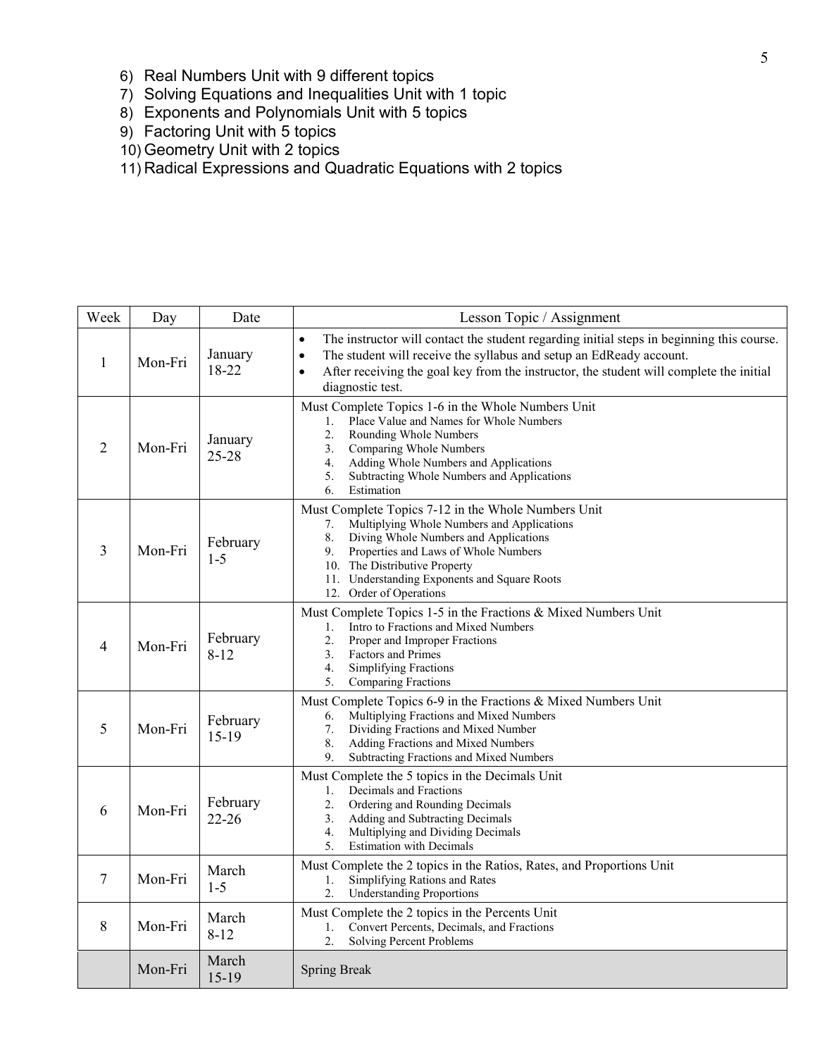6) Real Numbers Unit with 9 different topics
7) Solving Equations and Inequalities Unit with 1 topic
8) Exponents and Polynomials Unit with 5 topics
9) Factoring Unit with 5 topics
10) Geometry Unit with 2 topics
11) Radical Expressions and Quadratic Equations with 2 topics

| Week | Day | Date | Lesson Topic / Assignment |
|---|---|---|---|
| 1 | Mon-Fri | January 18-22 | • The instructor will contact the student regarding initial steps in beginning this course.<br>• The student will receive the syllabus and setup an EdReady account.<br>• After receiving the goal key from the instructor, the student will complete the initial diagnostic test. |
| 2 | Mon-Fri | January 25-28 | Must Complete Topics 1-6 in the Whole Numbers Unit<br>1. Place Value and Names for Whole Numbers<br>2. Rounding Whole Numbers<br>3. Comparing Whole Numbers<br>4. Adding Whole Numbers and Applications<br>5. Subtracting Whole Numbers and Applications<br>6. Estimation |
| 3 | Mon-Fri | February 1-5 | Must Complete Topics 7-12 in the Whole Numbers Unit<br>7. Multiplying Whole Numbers and Applications<br>8. Diving Whole Numbers and Applications<br>9. Properties and Laws of Whole Numbers<br>10. The Distributive Property<br>11. Understanding Exponents and Square Roots<br>12. Order of Operations |
| 4 | Mon-Fri | February 8-12 | Must Complete Topics 1-5 in the Fractions & Mixed Numbers Unit<br>1. Intro to Fractions and Mixed Numbers<br>2. Proper and Improper Fractions<br>3. Factors and Primes<br>4. Simplifying Fractions<br>5. Comparing Fractions |
| 5 | Mon-Fri | February 15-19 | Must Complete Topics 6-9 in the Fractions & Mixed Numbers Unit<br>6. Multiplying Fractions and Mixed Numbers<br>7. Dividing Fractions and Mixed Number<br>8. Adding Fractions and Mixed Numbers<br>9. Subtracting Fractions and Mixed Numbers |
| 6 | Mon-Fri | February 22-26 | Must Complete the 5 topics in the Decimals Unit<br>1. Decimals and Fractions<br>2. Ordering and Rounding Decimals<br>3. Adding and Subtracting Decimals<br>4. Multiplying and Dividing Decimals<br>5. Estimation with Decimals |
| 7 | Mon-Fri | March 1-5 | Must Complete the 2 topics in the Ratios, Rates, and Proportions Unit<br>1. Simplifying Rations and Rates<br>2. Understanding Proportions |
| 8 | Mon-Fri | March 8-12 | Must Complete the 2 topics in the Percents Unit<br>1. Convert Percents, Decimals, and Fractions<br>2. Solving Percent Problems |
| | Mon-Fri | March 15-19 | Spring Break |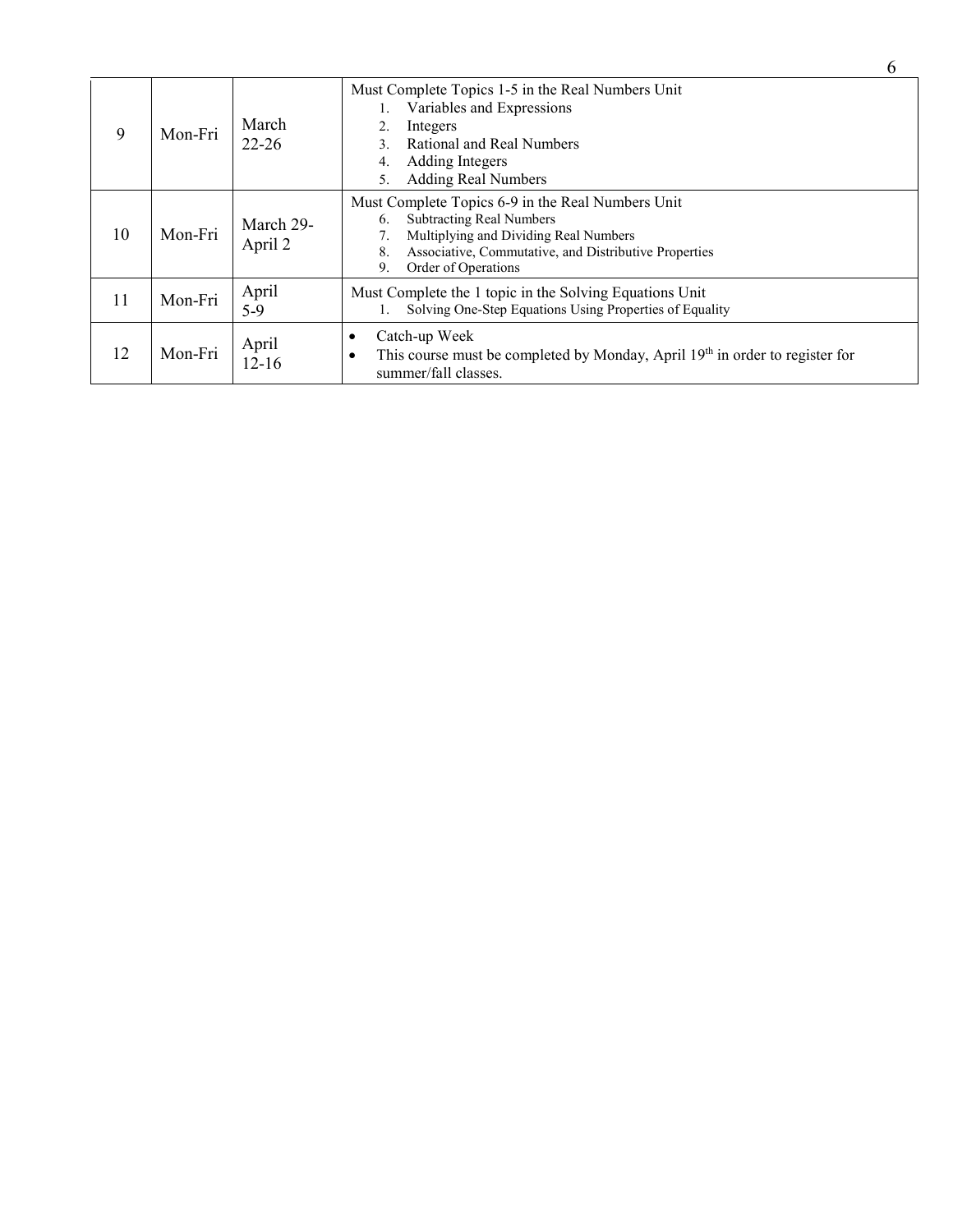| | | | |
|---|---|---|---|
| 9 | Mon-Fri | March 22-26 | Must Complete Topics 1-5 in the Real Numbers Unit<br>1. Variables and Expressions<br>2. Integers<br>3. Rational and Real Numbers<br>4. Adding Integers<br>5. Adding Real Numbers |
| 10 | Mon-Fri | March 29-April 2 | Must Complete Topics 6-9 in the Real Numbers Unit<br>6. Subtracting Real Numbers<br>7. Multiplying and Dividing Real Numbers<br>8. Associative, Commutative, and Distributive Properties<br>9. Order of Operations |
| 11 | Mon-Fri | April 5-9 | Must Complete the 1 topic in the Solving Equations Unit<br>1. Solving One-Step Equations Using Properties of Equality |
| 12 | Mon-Fri | April 12-16 | • Catch-up Week<br>• This course must be completed by Monday, April 19th in order to register for summer/fall classes. |